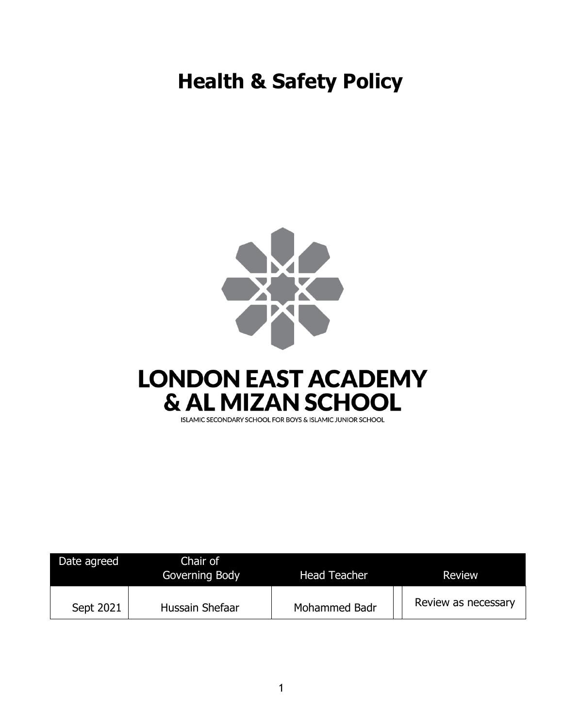# Health & Safety Policy

**LONDON EAST ACADEMY**
**& AL MIZAN SCHOOL**

ISLAMIC SECONDARY SCHOOL FOR BOYS & ISLAMIC JUNIOR SCHOOL

| Date agreed | Chair of Governing Body | Head Teacher | Review |
|---|---|---|---|
| Sept 2021 | Hussain Shefaar | Mohammed Badr | Review as necessary |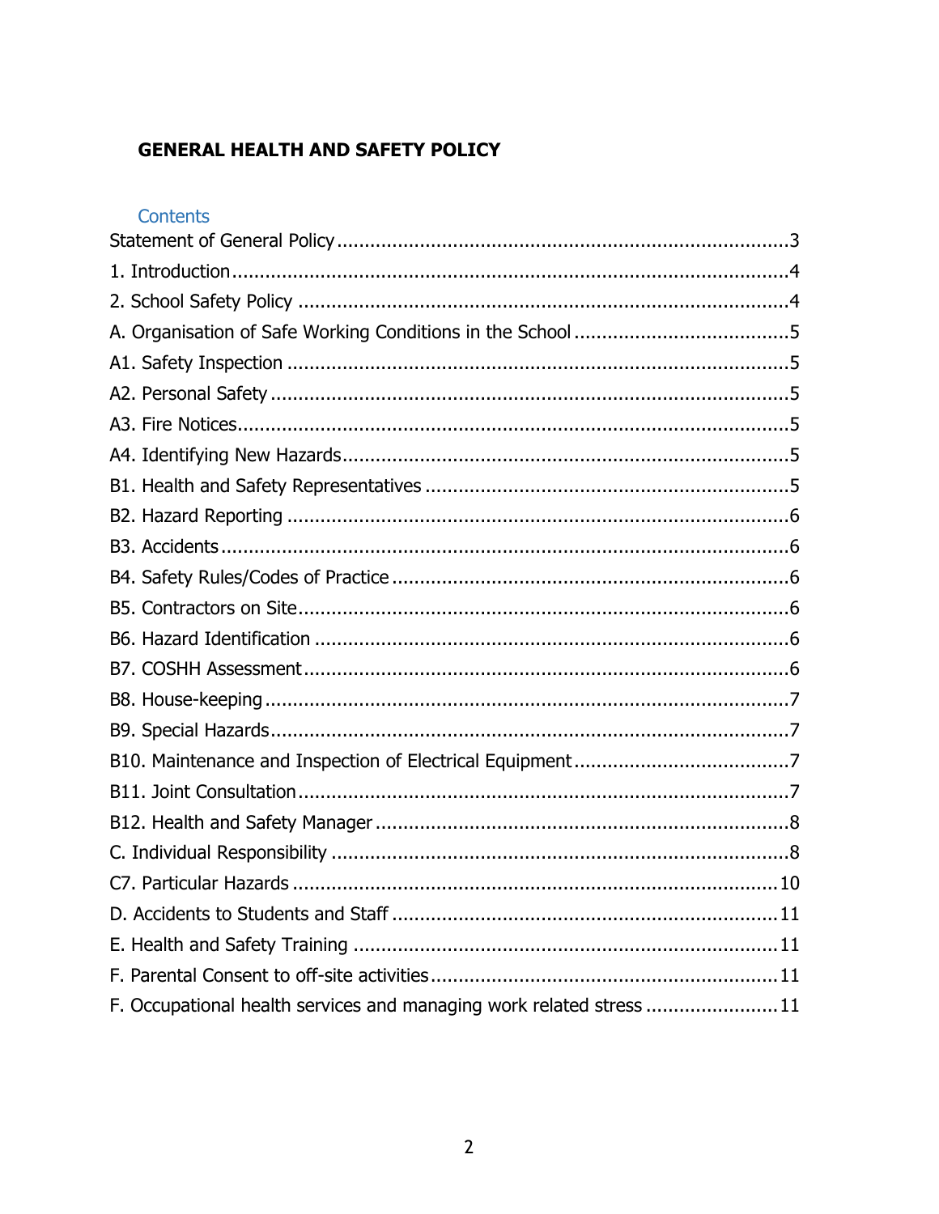# GENERAL HEALTH AND SAFETY POLICY

## Contents

Statement of General Policy ................................................................................3
1. Introduction ........................................................................................................4
2. School Safety Policy ..........................................................................................4
A. Organisation of Safe Working Conditions in the School .......................................5
A1. Safety Inspection .............................................................................................5
A2. Personal Safety ................................................................................................5
A3. Fire Notices .......................................................................................................5
A4. Identifying New Hazards ....................................................................................5
B1. Health and Safety Representatives ....................................................................5
B2. Hazard Reporting ..............................................................................................6
B3. Accidents ..........................................................................................................6
B4. Safety Rules/Codes of Practice ..........................................................................6
B5. Contractors on Site ...........................................................................................6
B6. Hazard Identification .........................................................................................6
B7. COSHH Assessment ..........................................................................................6
B8. House-keeping ..................................................................................................7
B9. Special Hazards .................................................................................................7
B10. Maintenance and Inspection of Electrical Equipment .......................................7
B11. Joint Consultation ............................................................................................7
B12. Health and Safety Manager ..............................................................................8
C. Individual Responsibility .......................................................................................8
C7. Particular Hazards ............................................................................................10
D. Accidents to Students and Staff ..........................................................................11
E. Health and Safety Training ..................................................................................11
F. Parental Consent to off-site activities ...................................................................11
F. Occupational health services and managing work related stress ........................11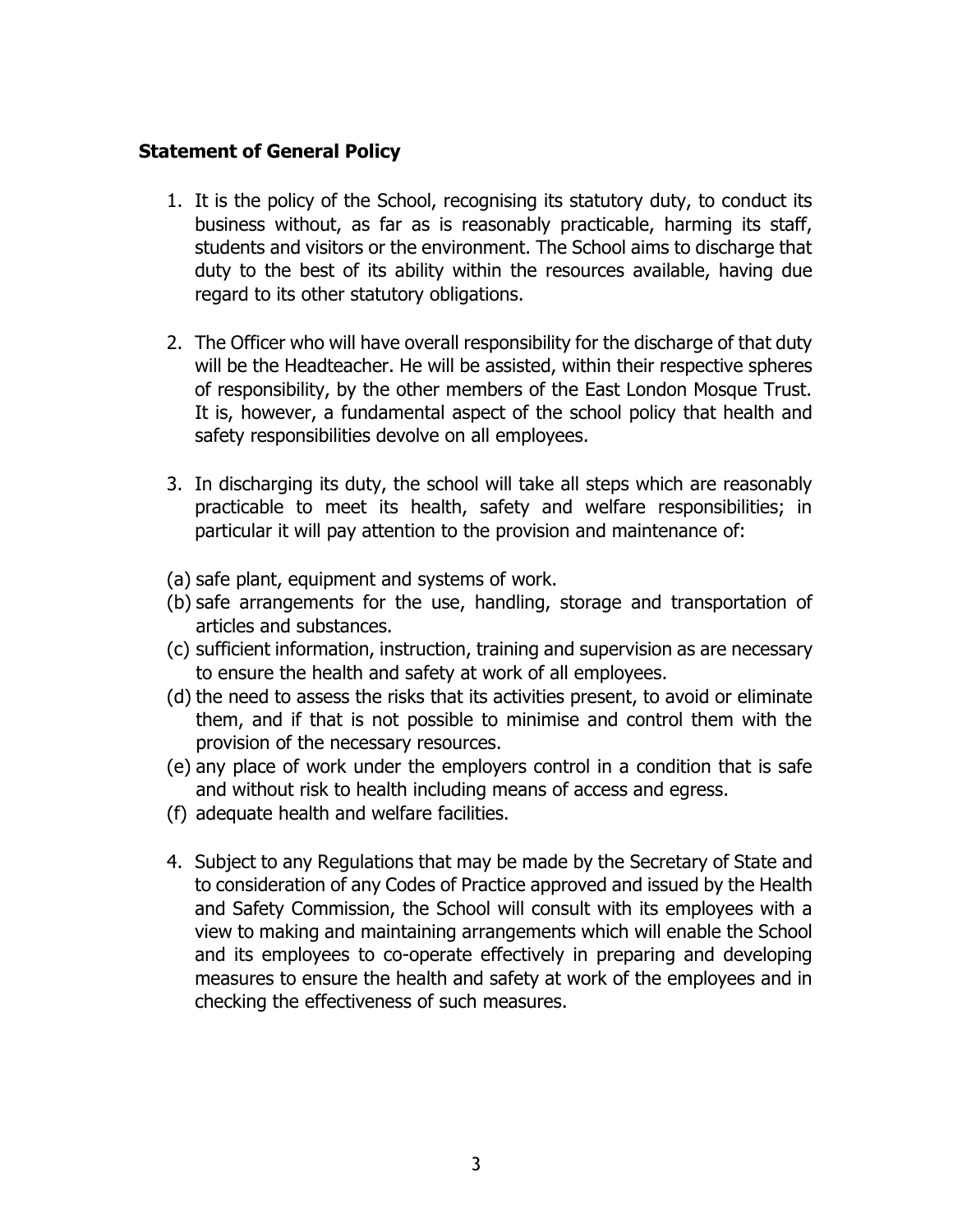**Statement of General Policy**

1. It is the policy of the School, recognising its statutory duty, to conduct its business without, as far as is reasonably practicable, harming its staff, students and visitors or the environment. The School aims to discharge that duty to the best of its ability within the resources available, having due regard to its other statutory obligations.

2. The Officer who will have overall responsibility for the discharge of that duty will be the Headteacher. He will be assisted, within their respective spheres of responsibility, by the other members of the East London Mosque Trust. It is, however, a fundamental aspect of the school policy that health and safety responsibilities devolve on all employees.

3. In discharging its duty, the school will take all steps which are reasonably practicable to meet its health, safety and welfare responsibilities; in particular it will pay attention to the provision and maintenance of:

(a) safe plant, equipment and systems of work.
(b) safe arrangements for the use, handling, storage and transportation of articles and substances.
(c) sufficient information, instruction, training and supervision as are necessary to ensure the health and safety at work of all employees.
(d) the need to assess the risks that its activities present, to avoid or eliminate them, and if that is not possible to minimise and control them with the provision of the necessary resources.
(e) any place of work under the employers control in a condition that is safe and without risk to health including means of access and egress.
(f) adequate health and welfare facilities.

4. Subject to any Regulations that may be made by the Secretary of State and to consideration of any Codes of Practice approved and issued by the Health and Safety Commission, the School will consult with its employees with a view to making and maintaining arrangements which will enable the School and its employees to co-operate effectively in preparing and developing measures to ensure the health and safety at work of the employees and in checking the effectiveness of such measures.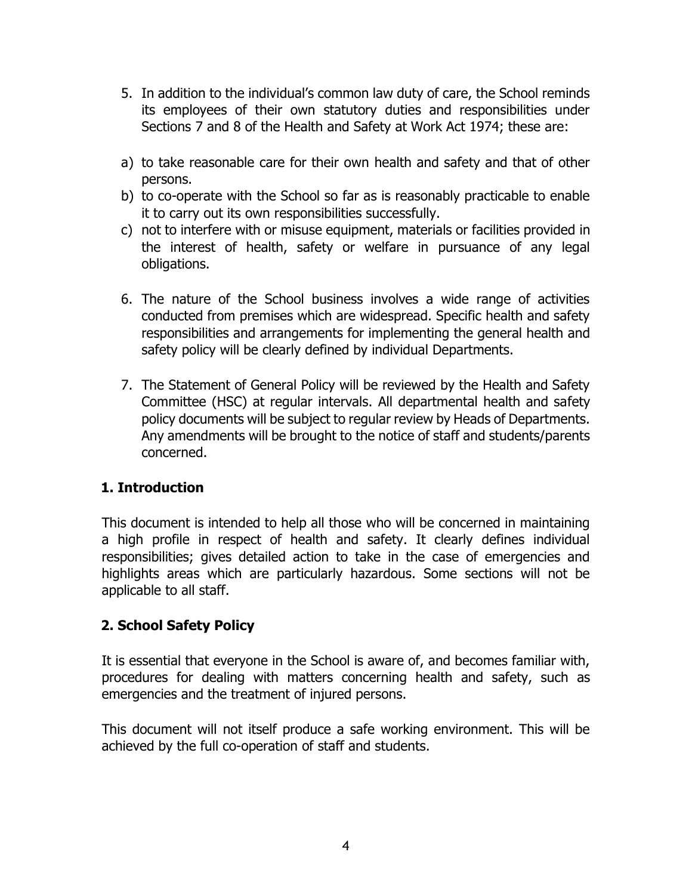5. In addition to the individual's common law duty of care, the School reminds its employees of their own statutory duties and responsibilities under Sections 7 and 8 of the Health and Safety at Work Act 1974; these are:

a) to take reasonable care for their own health and safety and that of other persons.
b) to co-operate with the School so far as is reasonably practicable to enable it to carry out its own responsibilities successfully.
c) not to interfere with or misuse equipment, materials or facilities provided in the interest of health, safety or welfare in pursuance of any legal obligations.

6. The nature of the School business involves a wide range of activities conducted from premises which are widespread. Specific health and safety responsibilities and arrangements for implementing the general health and safety policy will be clearly defined by individual Departments.

7. The Statement of General Policy will be reviewed by the Health and Safety Committee (HSC) at regular intervals. All departmental health and safety policy documents will be subject to regular review by Heads of Departments. Any amendments will be brought to the notice of staff and students/parents concerned.

## 1. Introduction

This document is intended to help all those who will be concerned in maintaining a high profile in respect of health and safety. It clearly defines individual responsibilities; gives detailed action to take in the case of emergencies and highlights areas which are particularly hazardous. Some sections will not be applicable to all staff.

## 2. School Safety Policy

It is essential that everyone in the School is aware of, and becomes familiar with, procedures for dealing with matters concerning health and safety, such as emergencies and the treatment of injured persons.

This document will not itself produce a safe working environment. This will be achieved by the full co-operation of staff and students.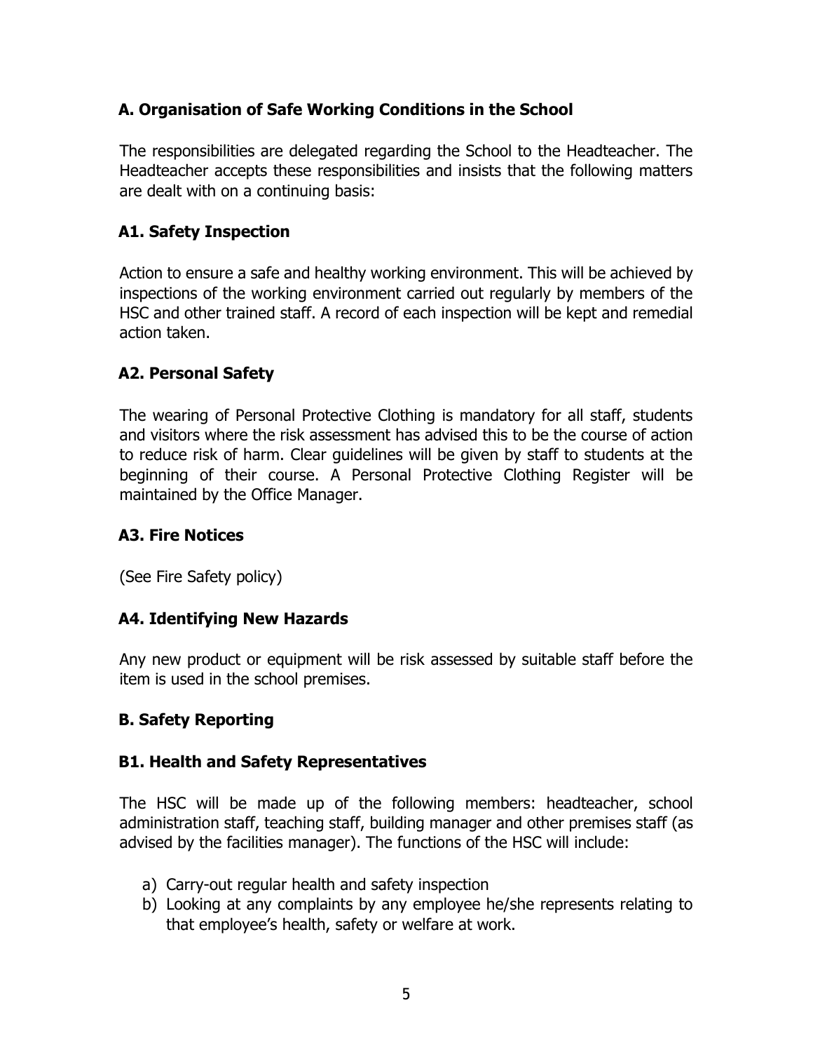### A. Organisation of Safe Working Conditions in the School

The responsibilities are delegated regarding the School to the Headteacher. The Headteacher accepts these responsibilities and insists that the following matters are dealt with on a continuing basis:

#### A1. Safety Inspection

Action to ensure a safe and healthy working environment. This will be achieved by inspections of the working environment carried out regularly by members of the HSC and other trained staff. A record of each inspection will be kept and remedial action taken.

#### A2. Personal Safety

The wearing of Personal Protective Clothing is mandatory for all staff, students and visitors where the risk assessment has advised this to be the course of action to reduce risk of harm. Clear guidelines will be given by staff to students at the beginning of their course. A Personal Protective Clothing Register will be maintained by the Office Manager.

#### A3. Fire Notices

(See Fire Safety policy)

#### A4. Identifying New Hazards

Any new product or equipment will be risk assessed by suitable staff before the item is used in the school premises.

### B. Safety Reporting

#### B1. Health and Safety Representatives

The HSC will be made up of the following members: headteacher, school administration staff, teaching staff, building manager and other premises staff (as advised by the facilities manager). The functions of the HSC will include:

a) Carry-out regular health and safety inspection
b) Looking at any complaints by any employee he/she represents relating to that employee's health, safety or welfare at work.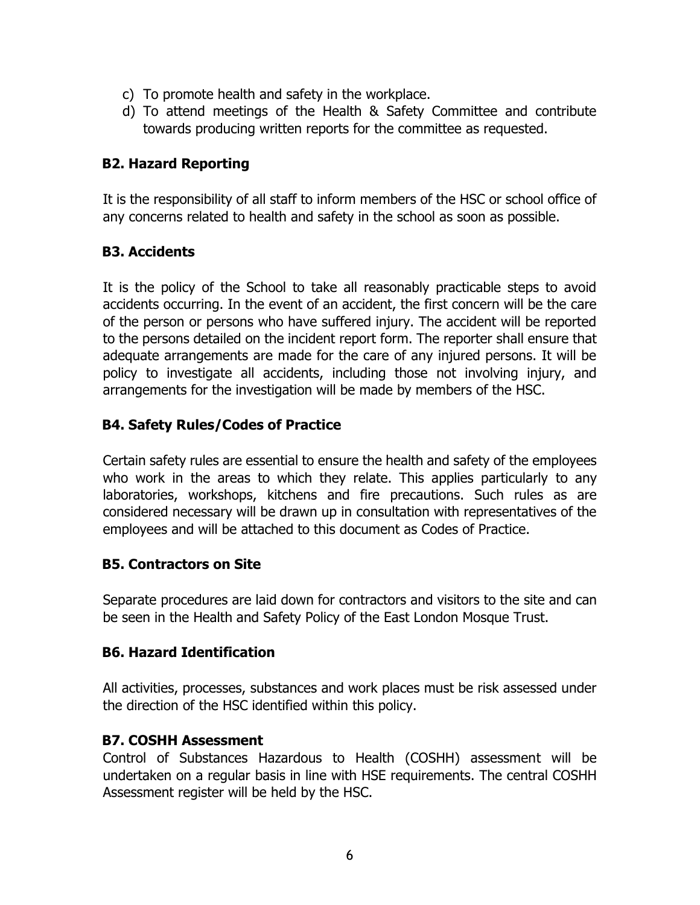c) To promote health and safety in the workplace.
d) To attend meetings of the Health & Safety Committee and contribute towards producing written reports for the committee as requested.

### B2. Hazard Reporting

It is the responsibility of all staff to inform members of the HSC or school office of any concerns related to health and safety in the school as soon as possible.

### B3. Accidents

It is the policy of the School to take all reasonably practicable steps to avoid accidents occurring. In the event of an accident, the first concern will be the care of the person or persons who have suffered injury. The accident will be reported to the persons detailed on the incident report form. The reporter shall ensure that adequate arrangements are made for the care of any injured persons. It will be policy to investigate all accidents, including those not involving injury, and arrangements for the investigation will be made by members of the HSC.

### B4. Safety Rules/Codes of Practice

Certain safety rules are essential to ensure the health and safety of the employees who work in the areas to which they relate. This applies particularly to any laboratories, workshops, kitchens and fire precautions. Such rules as are considered necessary will be drawn up in consultation with representatives of the employees and will be attached to this document as Codes of Practice.

### B5. Contractors on Site

Separate procedures are laid down for contractors and visitors to the site and can be seen in the Health and Safety Policy of the East London Mosque Trust.

### B6. Hazard Identification

All activities, processes, substances and work places must be risk assessed under the direction of the HSC identified within this policy.

### B7. COSHH Assessment

Control of Substances Hazardous to Health (COSHH) assessment will be undertaken on a regular basis in line with HSE requirements. The central COSHH Assessment register will be held by the HSC.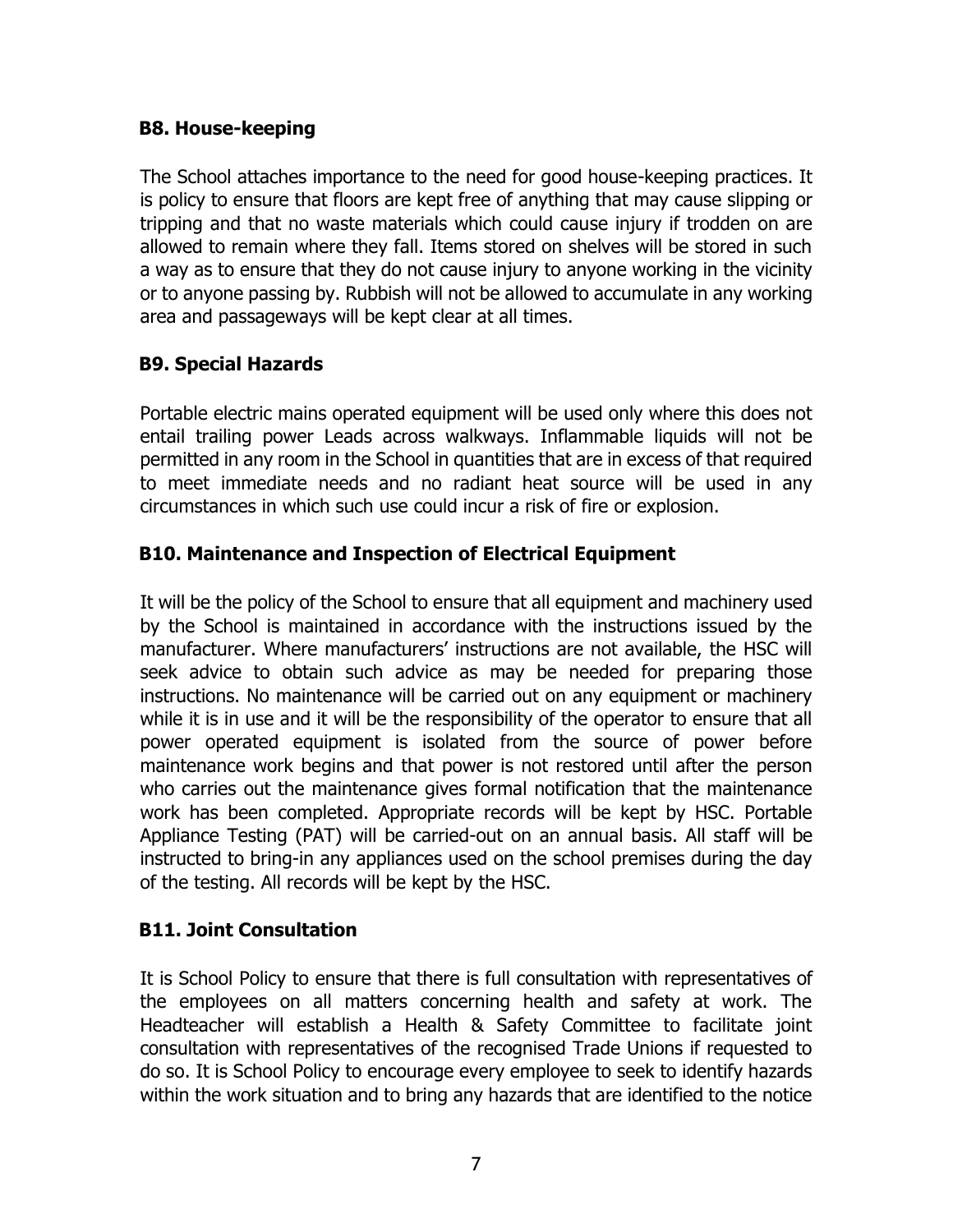### B8. House-keeping

The School attaches importance to the need for good house-keeping practices. It is policy to ensure that floors are kept free of anything that may cause slipping or tripping and that no waste materials which could cause injury if trodden on are allowed to remain where they fall. Items stored on shelves will be stored in such a way as to ensure that they do not cause injury to anyone working in the vicinity or to anyone passing by. Rubbish will not be allowed to accumulate in any working area and passageways will be kept clear at all times.

### B9. Special Hazards

Portable electric mains operated equipment will be used only where this does not entail trailing power Leads across walkways. Inflammable liquids will not be permitted in any room in the School in quantities that are in excess of that required to meet immediate needs and no radiant heat source will be used in any circumstances in which such use could incur a risk of fire or explosion.

### B10. Maintenance and Inspection of Electrical Equipment

It will be the policy of the School to ensure that all equipment and machinery used by the School is maintained in accordance with the instructions issued by the manufacturer. Where manufacturers' instructions are not available, the HSC will seek advice to obtain such advice as may be needed for preparing those instructions. No maintenance will be carried out on any equipment or machinery while it is in use and it will be the responsibility of the operator to ensure that all power operated equipment is isolated from the source of power before maintenance work begins and that power is not restored until after the person who carries out the maintenance gives formal notification that the maintenance work has been completed. Appropriate records will be kept by HSC. Portable Appliance Testing (PAT) will be carried-out on an annual basis. All staff will be instructed to bring-in any appliances used on the school premises during the day of the testing. All records will be kept by the HSC.

### B11. Joint Consultation

It is School Policy to ensure that there is full consultation with representatives of the employees on all matters concerning health and safety at work. The Headteacher will establish a Health & Safety Committee to facilitate joint consultation with representatives of the recognised Trade Unions if requested to do so. It is School Policy to encourage every employee to seek to identify hazards within the work situation and to bring any hazards that are identified to the notice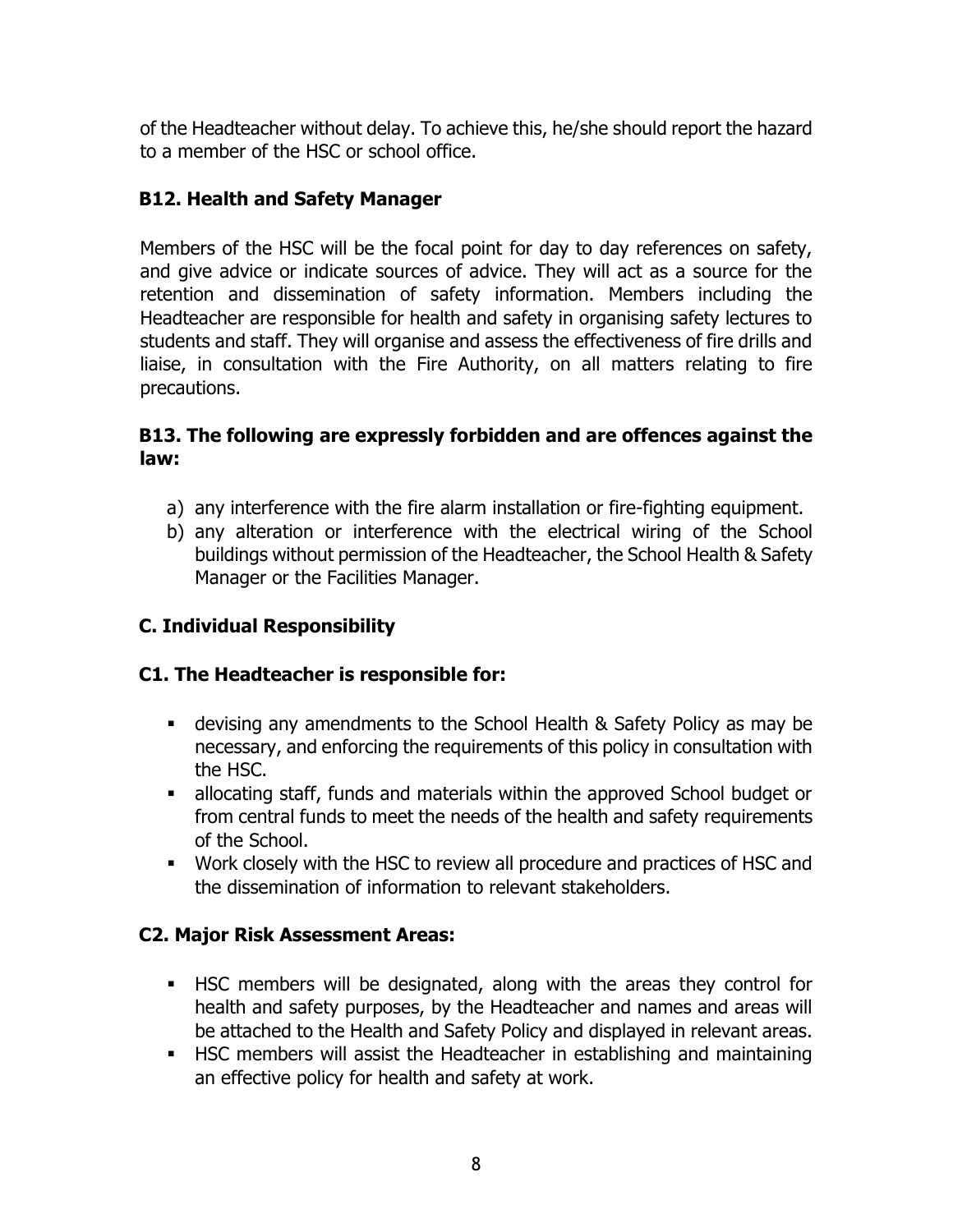of the Headteacher without delay. To achieve this, he/she should report the hazard to a member of the HSC or school office.

### B12. Health and Safety Manager

Members of the HSC will be the focal point for day to day references on safety, and give advice or indicate sources of advice. They will act as a source for the retention and dissemination of safety information. Members including the Headteacher are responsible for health and safety in organising safety lectures to students and staff. They will organise and assess the effectiveness of fire drills and liaise, in consultation with the Fire Authority, on all matters relating to fire precautions.

### B13. The following are expressly forbidden and are offences against the law:

a) any interference with the fire alarm installation or fire-fighting equipment.
b) any alteration or interference with the electrical wiring of the School buildings without permission of the Headteacher, the School Health & Safety Manager or the Facilities Manager.

## C. Individual Responsibility

### C1. The Headteacher is responsible for:

- devising any amendments to the School Health & Safety Policy as may be necessary, and enforcing the requirements of this policy in consultation with the HSC.
- allocating staff, funds and materials within the approved School budget or from central funds to meet the needs of the health and safety requirements of the School.
- Work closely with the HSC to review all procedure and practices of HSC and the dissemination of information to relevant stakeholders.

### C2. Major Risk Assessment Areas:

- HSC members will be designated, along with the areas they control for health and safety purposes, by the Headteacher and names and areas will be attached to the Health and Safety Policy and displayed in relevant areas.
- HSC members will assist the Headteacher in establishing and maintaining an effective policy for health and safety at work.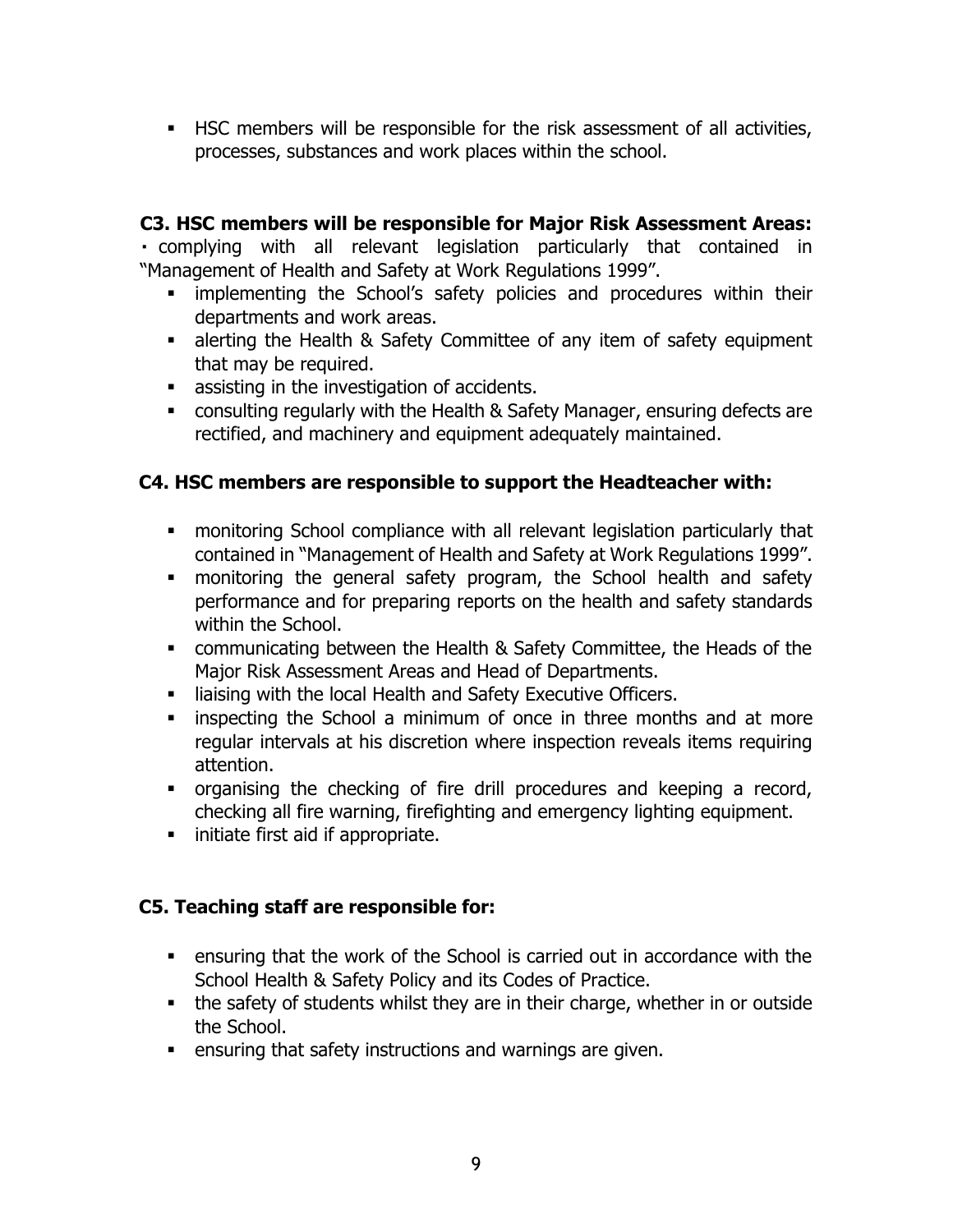- HSC members will be responsible for the risk assessment of all activities, processes, substances and work places within the school.

### C3. HSC members will be responsible for Major Risk Assessment Areas:

- complying with all relevant legislation particularly that contained in "Management of Health and Safety at Work Regulations 1999".
- implementing the School's safety policies and procedures within their departments and work areas.
- alerting the Health & Safety Committee of any item of safety equipment that may be required.
- assisting in the investigation of accidents.
- consulting regularly with the Health & Safety Manager, ensuring defects are rectified, and machinery and equipment adequately maintained.

### C4. HSC members are responsible to support the Headteacher with:

- monitoring School compliance with all relevant legislation particularly that contained in "Management of Health and Safety at Work Regulations 1999".
- monitoring the general safety program, the School health and safety performance and for preparing reports on the health and safety standards within the School.
- communicating between the Health & Safety Committee, the Heads of the Major Risk Assessment Areas and Head of Departments.
- liaising with the local Health and Safety Executive Officers.
- inspecting the School a minimum of once in three months and at more regular intervals at his discretion where inspection reveals items requiring attention.
- organising the checking of fire drill procedures and keeping a record, checking all fire warning, firefighting and emergency lighting equipment.
- initiate first aid if appropriate.

### C5. Teaching staff are responsible for:

- ensuring that the work of the School is carried out in accordance with the School Health & Safety Policy and its Codes of Practice.
- the safety of students whilst they are in their charge, whether in or outside the School.
- ensuring that safety instructions and warnings are given.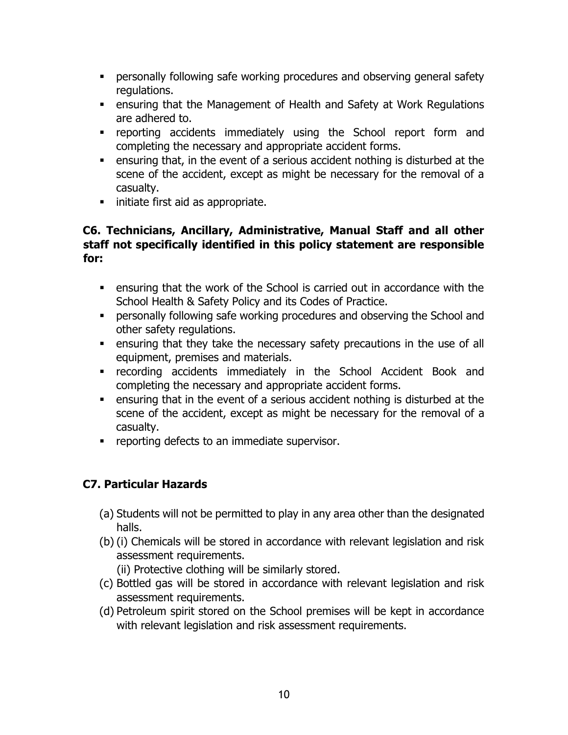- personally following safe working procedures and observing general safety regulations.
- ensuring that the Management of Health and Safety at Work Regulations are adhered to.
- reporting accidents immediately using the School report form and completing the necessary and appropriate accident forms.
- ensuring that, in the event of a serious accident nothing is disturbed at the scene of the accident, except as might be necessary for the removal of a casualty.
- initiate first aid as appropriate.

**C6. Technicians, Ancillary, Administrative, Manual Staff and all other staff not specifically identified in this policy statement are responsible for:**

- ensuring that the work of the School is carried out in accordance with the School Health & Safety Policy and its Codes of Practice.
- personally following safe working procedures and observing the School and other safety regulations.
- ensuring that they take the necessary safety precautions in the use of all equipment, premises and materials.
- recording accidents immediately in the School Accident Book and completing the necessary and appropriate accident forms.
- ensuring that in the event of a serious accident nothing is disturbed at the scene of the accident, except as might be necessary for the removal of a casualty.
- reporting defects to an immediate supervisor.

**C7. Particular Hazards**

(a) Students will not be permitted to play in any area other than the designated halls.

(b) (i) Chemicals will be stored in accordance with relevant legislation and risk assessment requirements.

(ii) Protective clothing will be similarly stored.

(c) Bottled gas will be stored in accordance with relevant legislation and risk assessment requirements.

(d) Petroleum spirit stored on the School premises will be kept in accordance with relevant legislation and risk assessment requirements.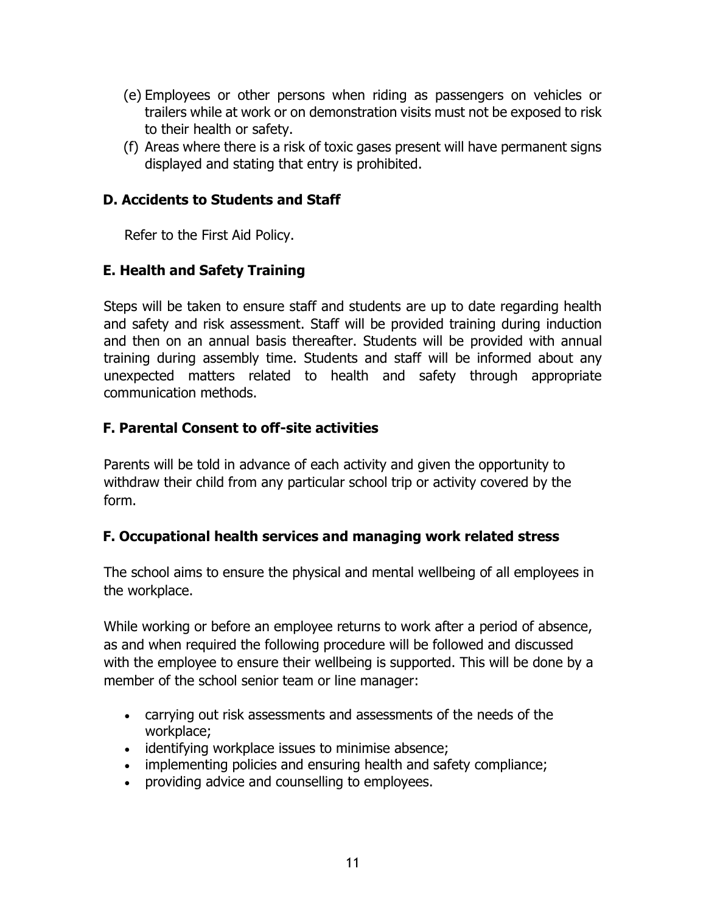(e) Employees or other persons when riding as passengers on vehicles or trailers while at work or on demonstration visits must not be exposed to risk to their health or safety.

(f) Areas where there is a risk of toxic gases present will have permanent signs displayed and stating that entry is prohibited.

### D. Accidents to Students and Staff

Refer to the First Aid Policy.

### E. Health and Safety Training

Steps will be taken to ensure staff and students are up to date regarding health and safety and risk assessment. Staff will be provided training during induction and then on an annual basis thereafter. Students will be provided with annual training during assembly time. Students and staff will be informed about any unexpected matters related to health and safety through appropriate communication methods.

### F. Parental Consent to off-site activities

Parents will be told in advance of each activity and given the opportunity to withdraw their child from any particular school trip or activity covered by the form.

### F. Occupational health services and managing work related stress

The school aims to ensure the physical and mental wellbeing of all employees in the workplace.

While working or before an employee returns to work after a period of absence, as and when required the following procedure will be followed and discussed with the employee to ensure their wellbeing is supported. This will be done by a member of the school senior team or line manager:

- carrying out risk assessments and assessments of the needs of the workplace;
- identifying workplace issues to minimise absence;
- implementing policies and ensuring health and safety compliance;
- providing advice and counselling to employees.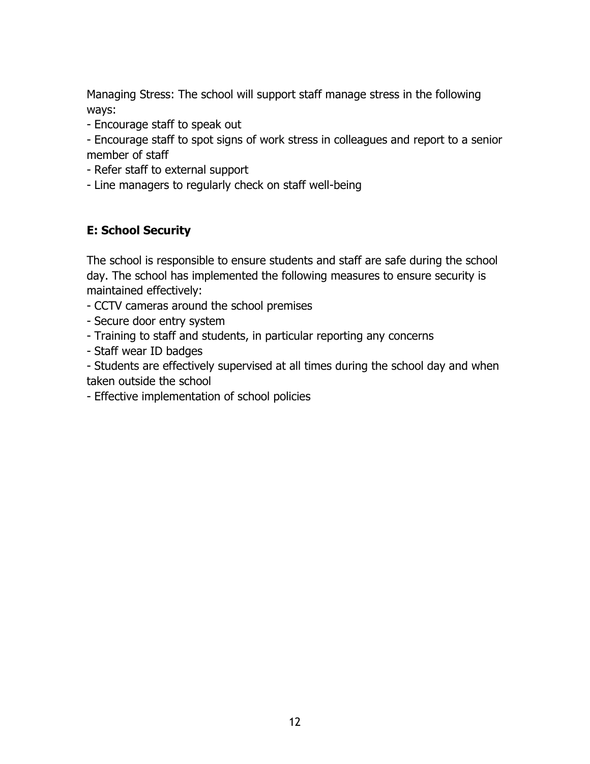Managing Stress: The school will support staff manage stress in the following ways:

- Encourage staff to speak out
- Encourage staff to spot signs of work stress in colleagues and report to a senior member of staff
- Refer staff to external support
- Line managers to regularly check on staff well-being

**E: School Security**

The school is responsible to ensure students and staff are safe during the school day. The school has implemented the following measures to ensure security is maintained effectively:

- CCTV cameras around the school premises
- Secure door entry system
- Training to staff and students, in particular reporting any concerns
- Staff wear ID badges
- Students are effectively supervised at all times during the school day and when taken outside the school
- Effective implementation of school policies